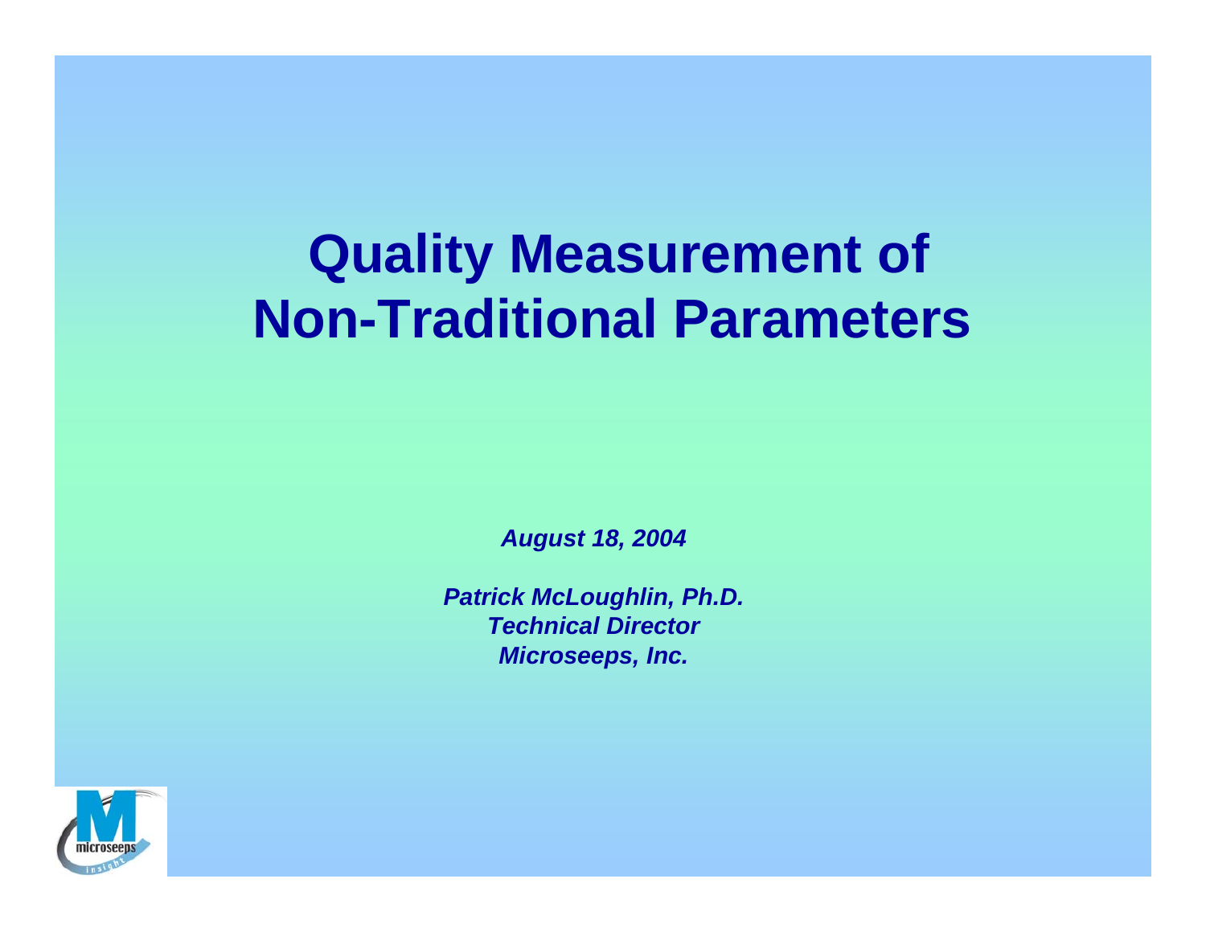# Quality Measurement of Non-Traditional Parameters

*August 18, 2004*

*Patrick McLoughlin, Ph.D.*
*Technical Director*
*Microseeps, Inc.*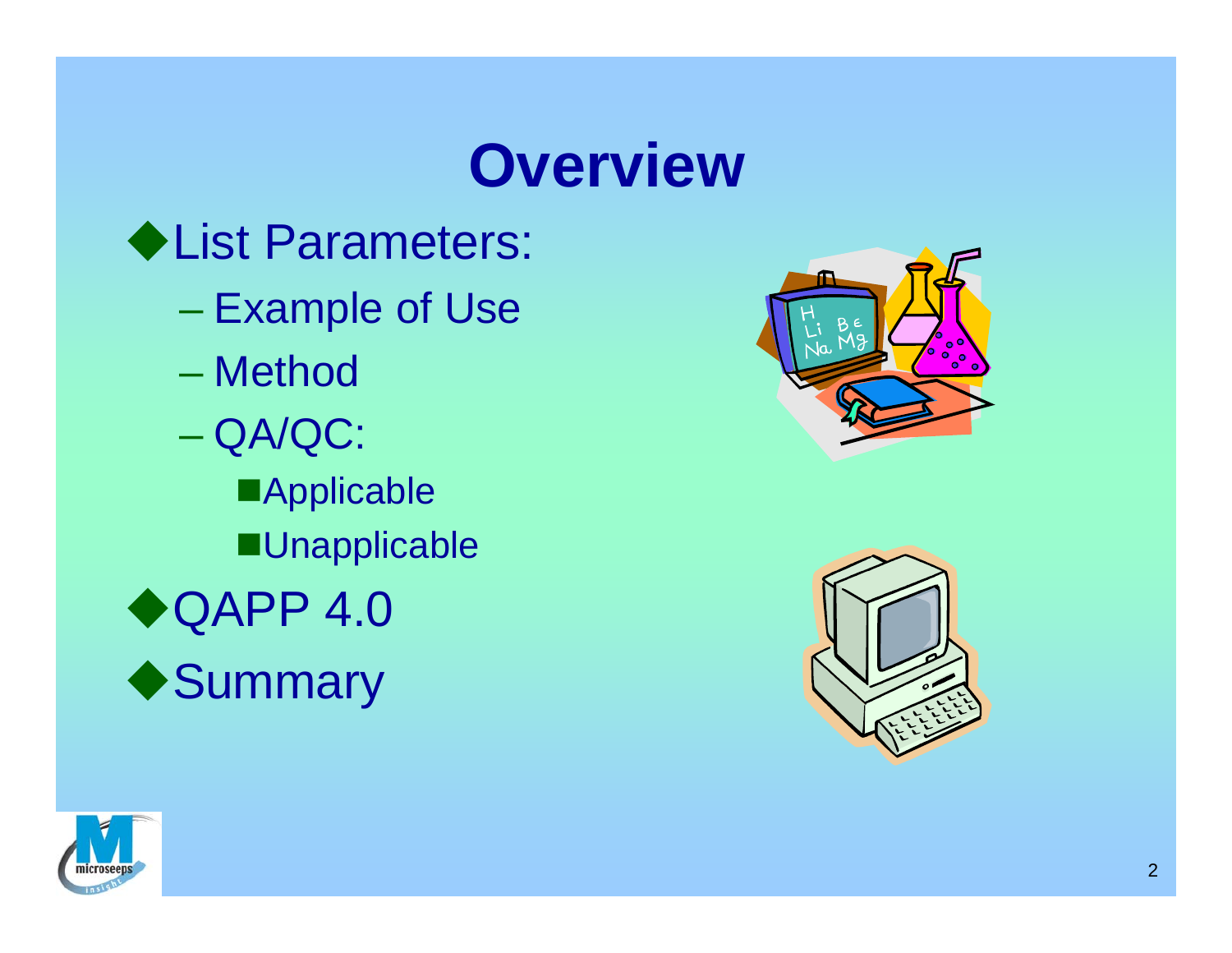# Overview

- List Parameters:
  - Example of Use
  - Method
  - QA/QC:
    - Applicable
    - Unapplicable
- QAPP 4.0
- Summary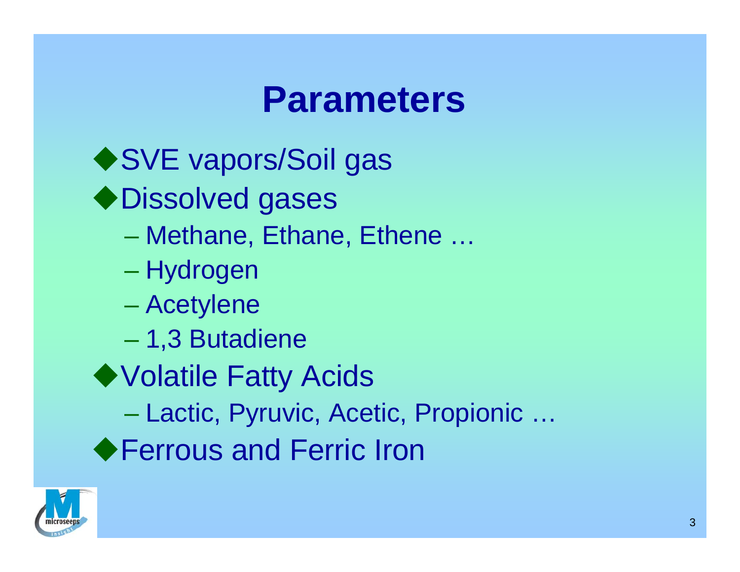# Parameters

- SVE vapors/Soil gas
- Dissolved gases
  - Methane, Ethane, Ethene …
  - Hydrogen
  - Acetylene
  - 1,3 Butadiene
- Volatile Fatty Acids
  - Lactic, Pyruvic, Acetic, Propionic …
- Ferrous and Ferric Iron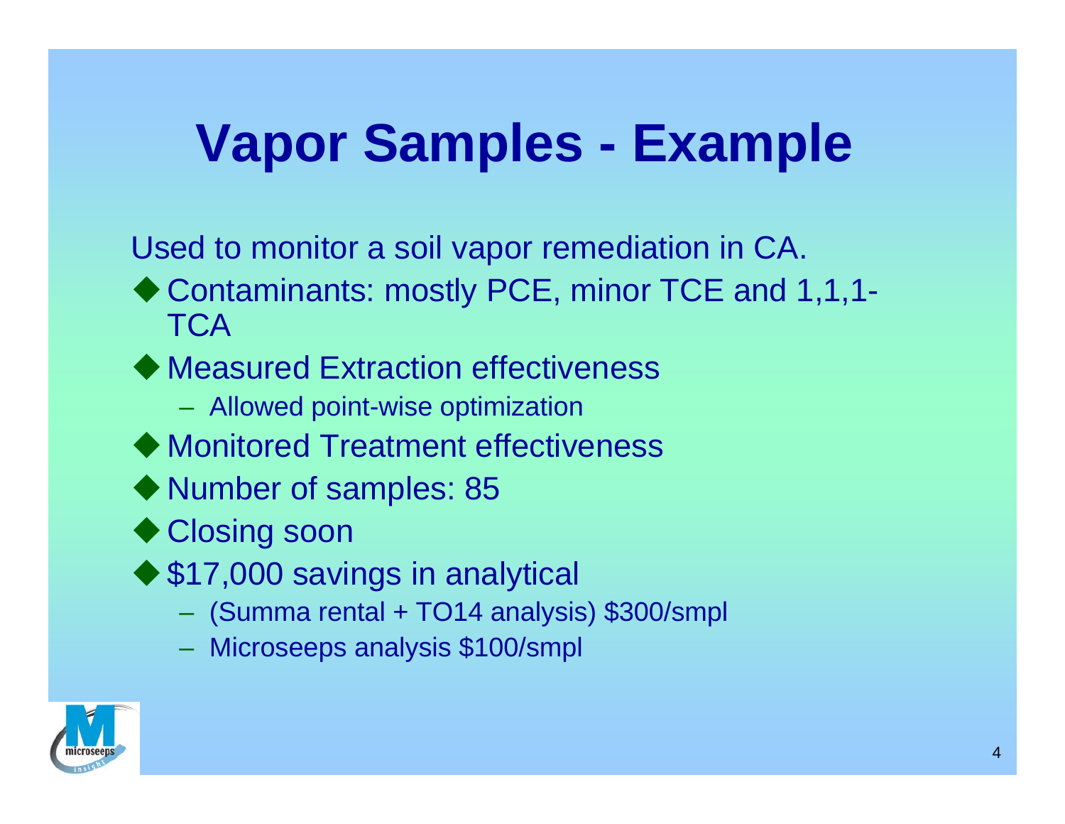# Vapor Samples - Example

Used to monitor a soil vapor remediation in CA.

- Contaminants: mostly PCE, minor TCE and 1,1,1-TCA
- Measured Extraction effectiveness
  - Allowed point-wise optimization
- Monitored Treatment effectiveness
- Number of samples: 85
- Closing soon
- $17,000 savings in analytical
  - (Summa rental + TO14 analysis) $300/smpl
  - Microseeps analysis $100/smpl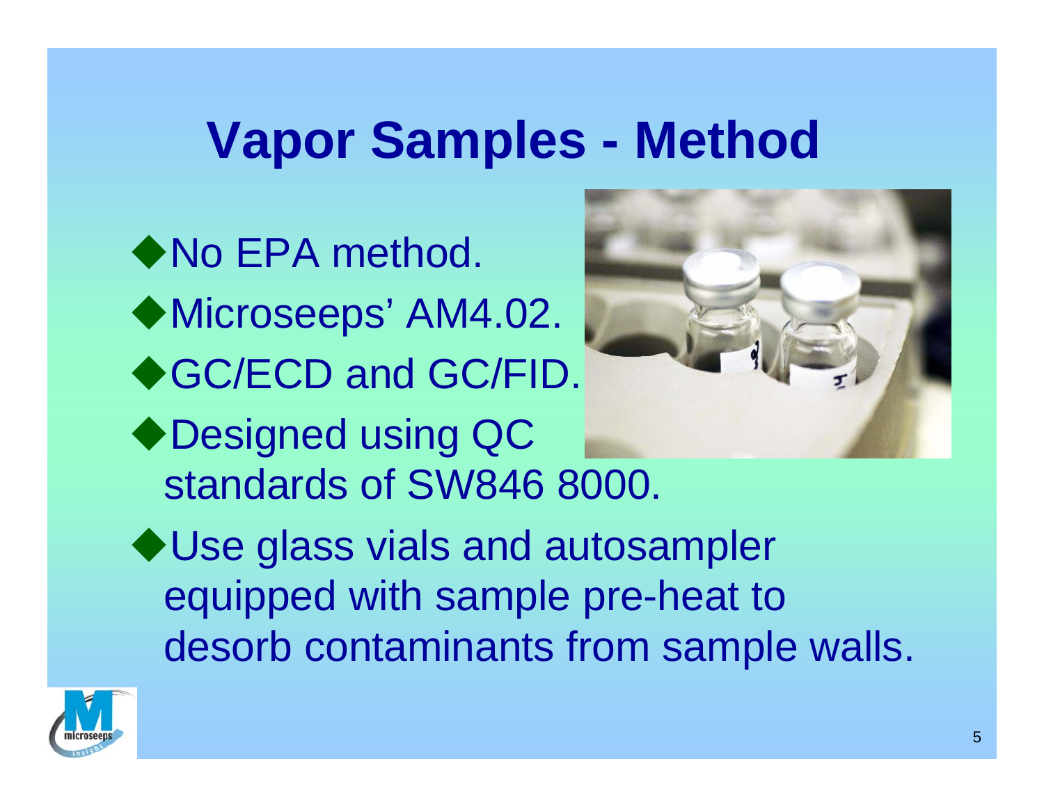# Vapor Samples - Method

- No EPA method.
- Microseeps' AM4.02.
- GC/ECD and GC/FID.
- Designed using QC standards of SW846 8000.
- Use glass vials and autosampler equipped with sample pre-heat to desorb contaminants from sample walls.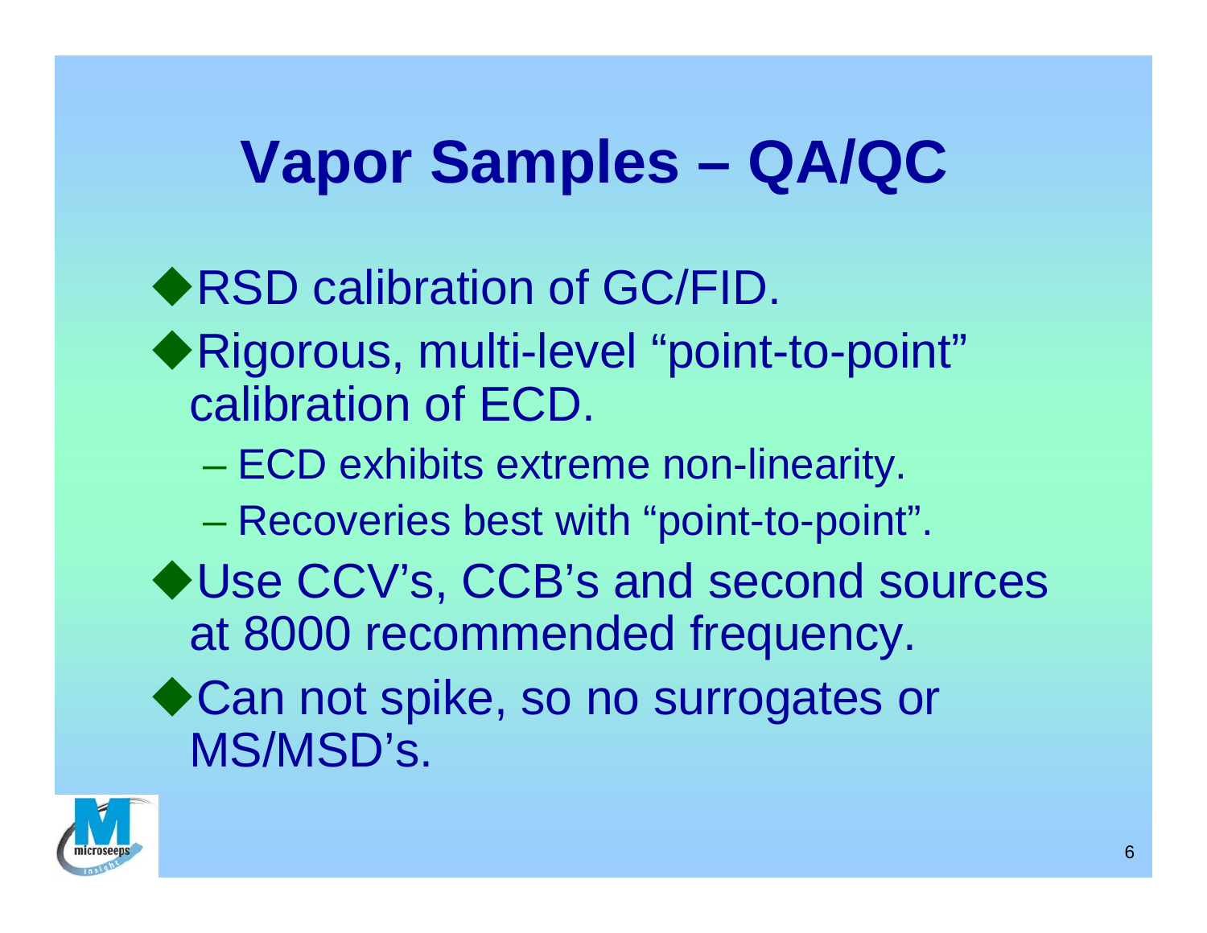# Vapor Samples – QA/QC

- RSD calibration of GC/FID.
- Rigorous, multi-level "point-to-point" calibration of ECD.
  - ECD exhibits extreme non-linearity.
  - Recoveries best with "point-to-point".
- Use CCV's, CCB's and second sources at 8000 recommended frequency.
- Can not spike, so no surrogates or MS/MSD's.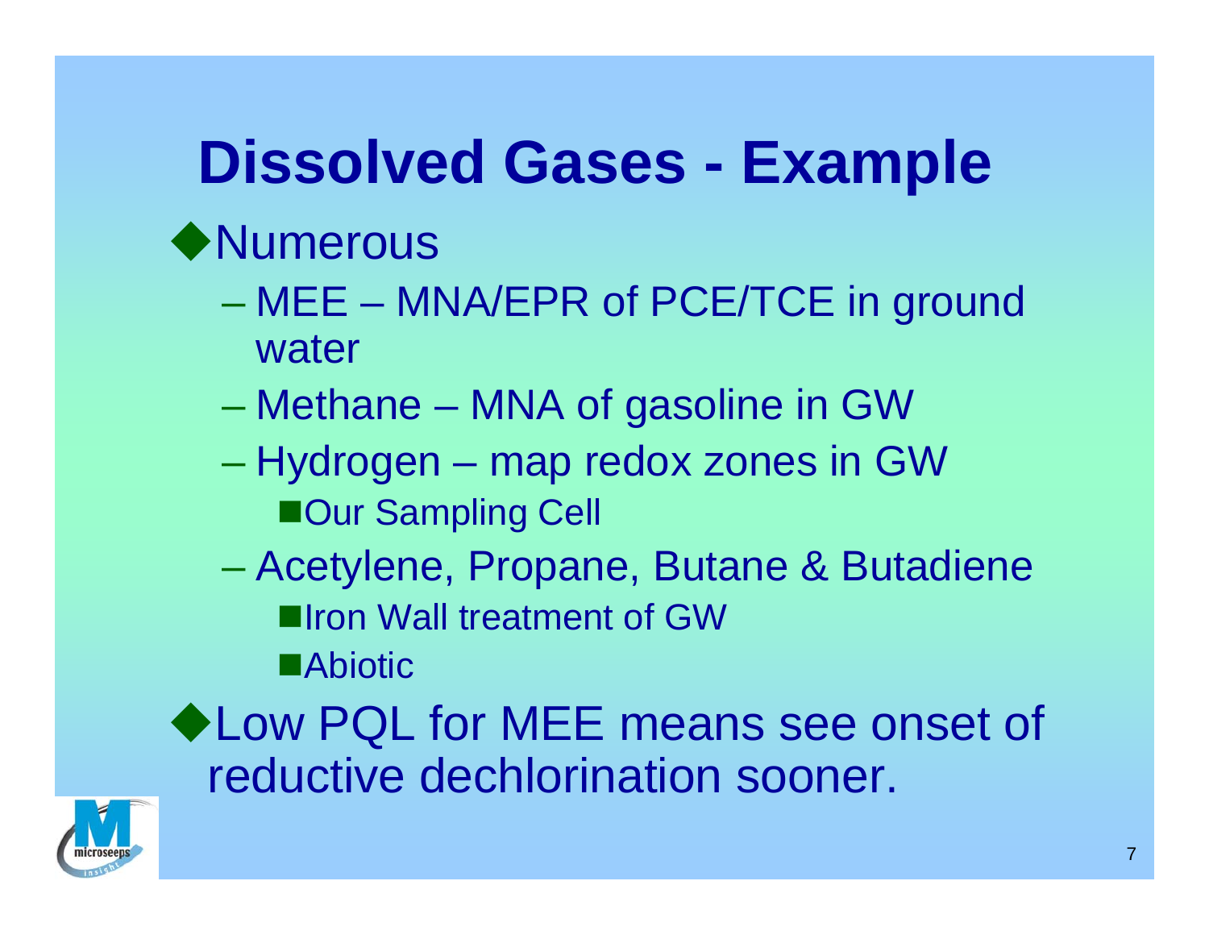# Dissolved Gases - Example

- Numerous
  - MEE – MNA/EPR of PCE/TCE in ground water
  - Methane – MNA of gasoline in GW
  - Hydrogen – map redox zones in GW
    - Our Sampling Cell
  - Acetylene, Propane, Butane & Butadiene
    - Iron Wall treatment of GW
    - Abiotic
- Low PQL for MEE means see onset of reductive dechlorination sooner.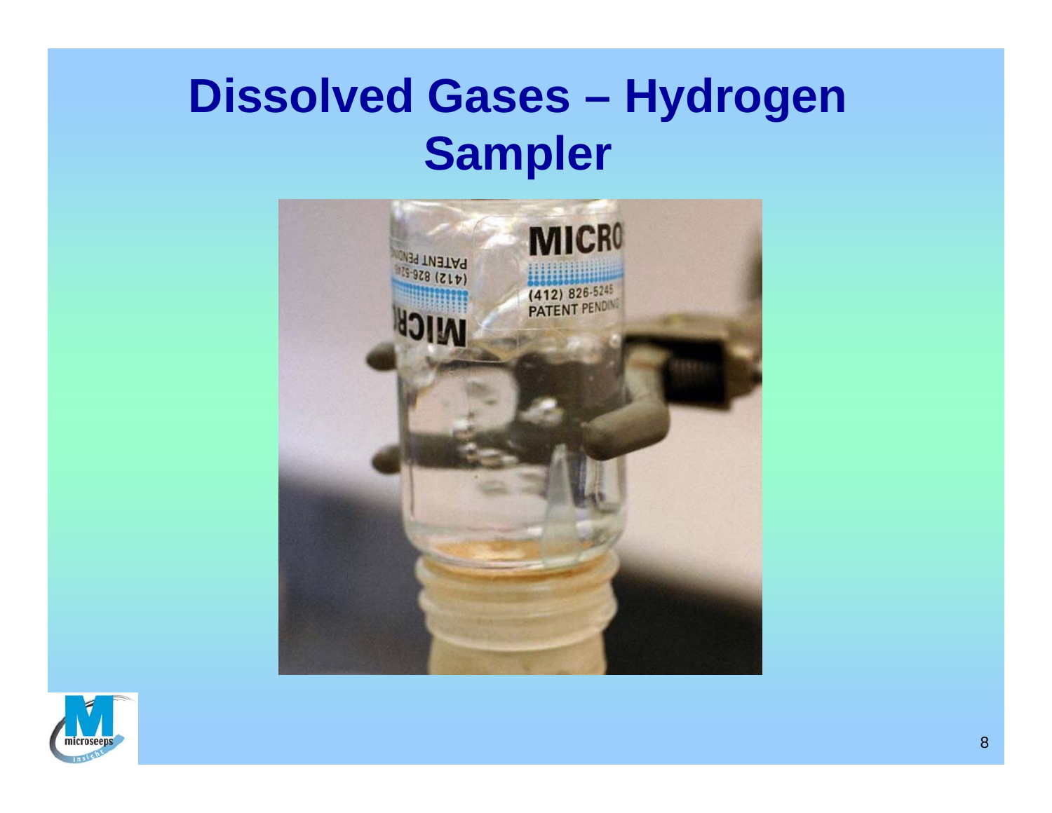# Dissolved Gases – Hydrogen Sampler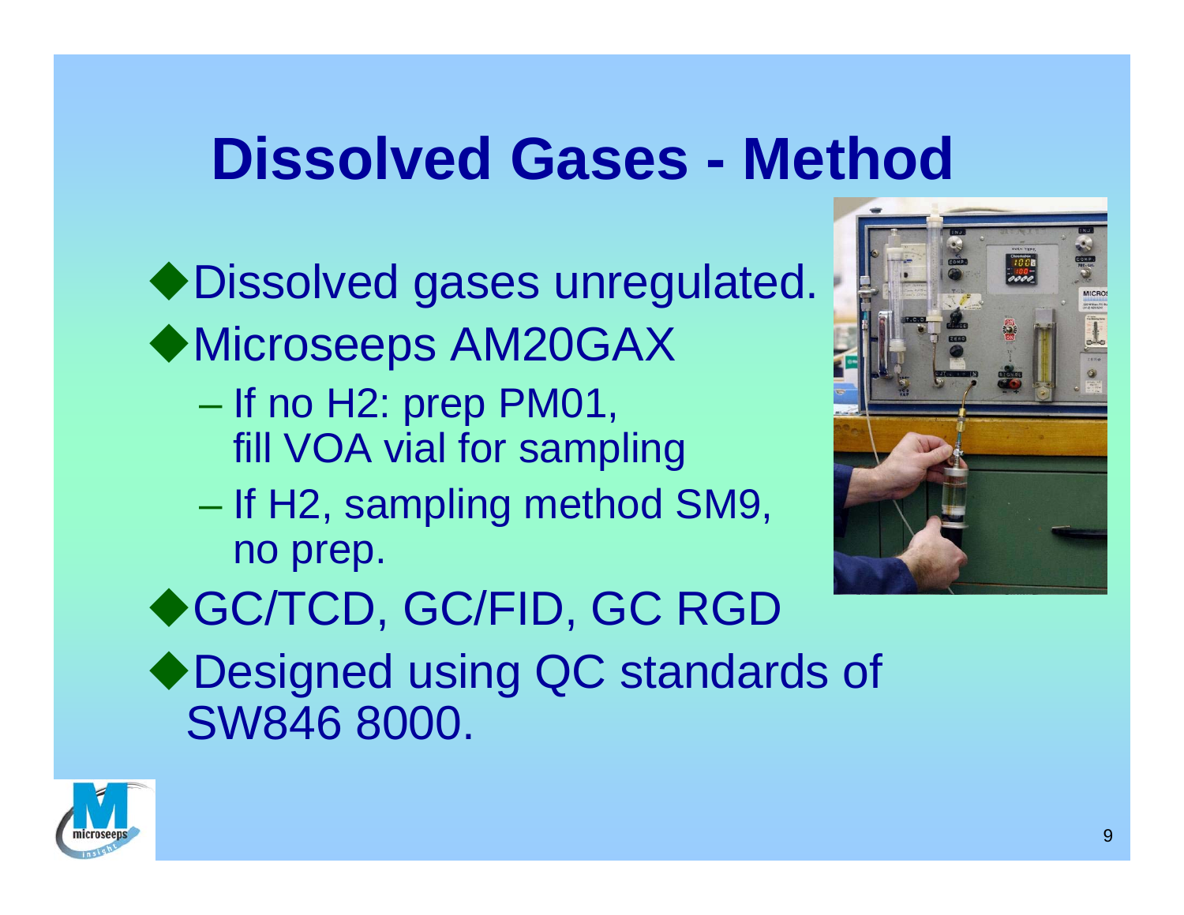# Dissolved Gases - Method

- Dissolved gases unregulated.
- Microseeps AM20GAX
  - If no H2: prep PM01, fill VOA vial for sampling
  - If H2, sampling method SM9, no prep.
- GC/TCD, GC/FID, GC RGD
- Designed using QC standards of SW846 8000.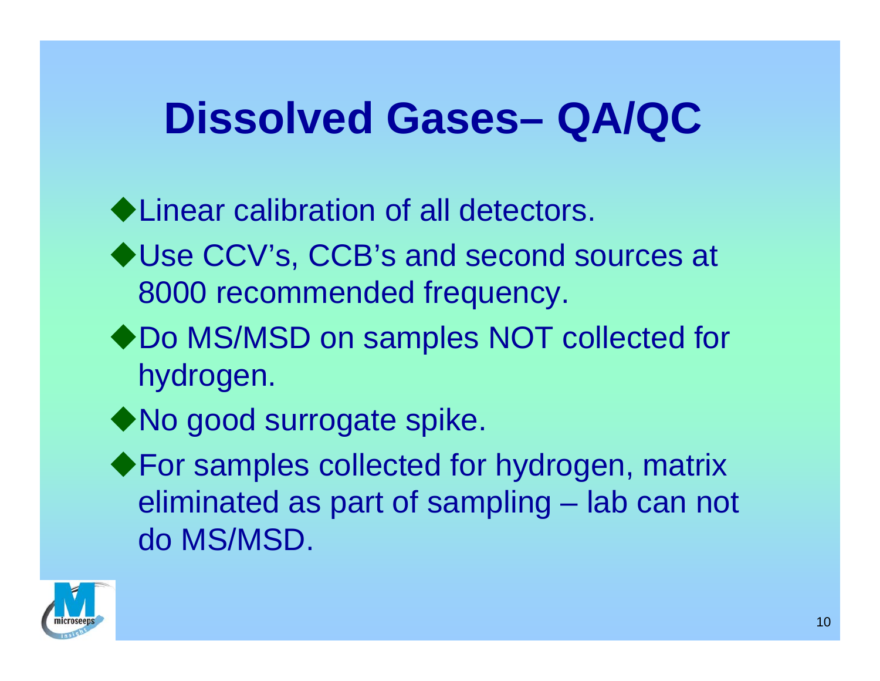# Dissolved Gases– QA/QC

- Linear calibration of all detectors.
- Use CCV's, CCB's and second sources at 8000 recommended frequency.
- Do MS/MSD on samples NOT collected for hydrogen.
- No good surrogate spike.
- For samples collected for hydrogen, matrix eliminated as part of sampling – lab can not do MS/MSD.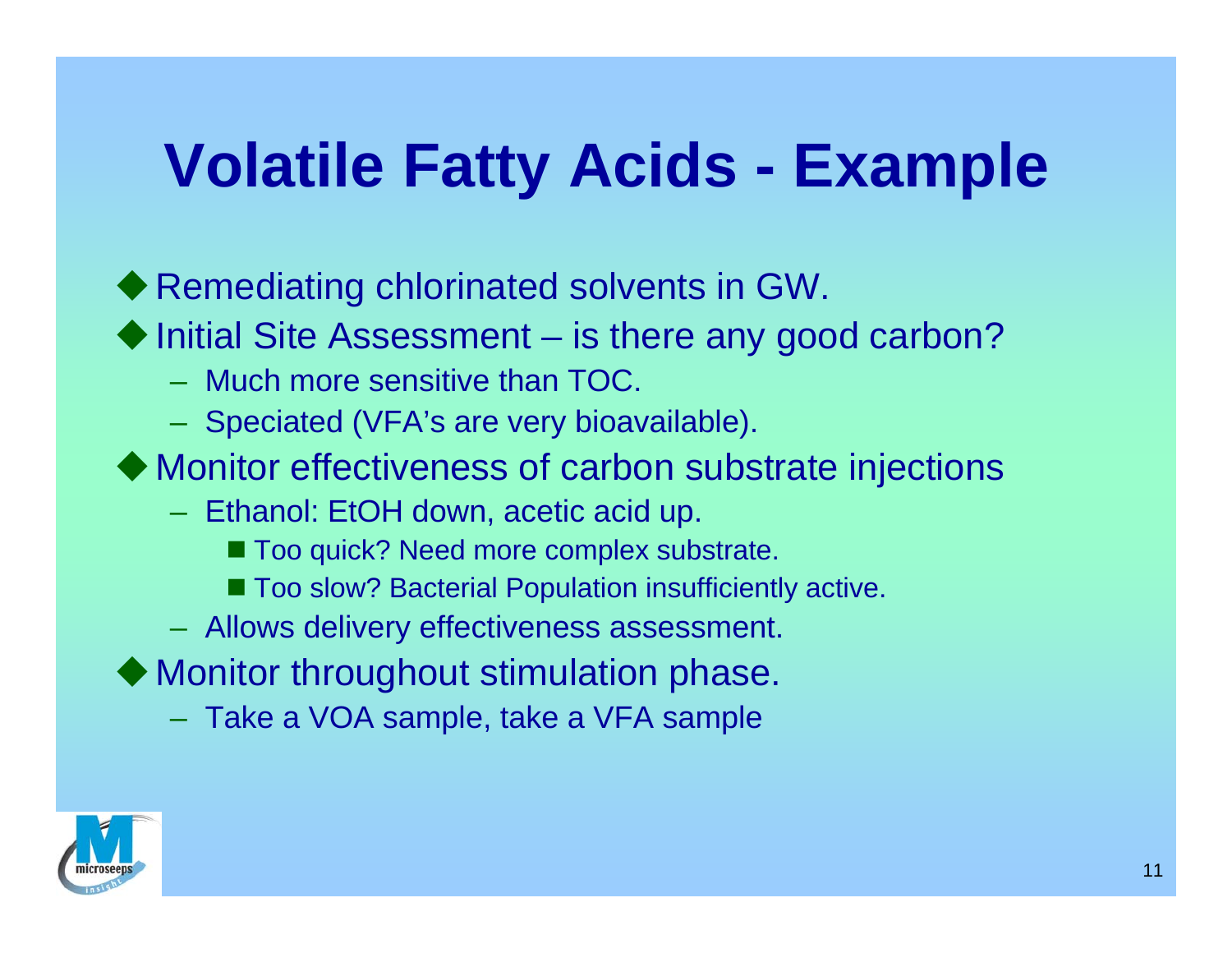# Volatile Fatty Acids - Example

- Remediating chlorinated solvents in GW.
- Initial Site Assessment – is there any good carbon?
  - Much more sensitive than TOC.
  - Speciated (VFA's are very bioavailable).
- Monitor effectiveness of carbon substrate injections
  - Ethanol: EtOH down, acetic acid up.
    - Too quick? Need more complex substrate.
    - Too slow? Bacterial Population insufficiently active.
  - Allows delivery effectiveness assessment.
- Monitor throughout stimulation phase.
  - Take a VOA sample, take a VFA sample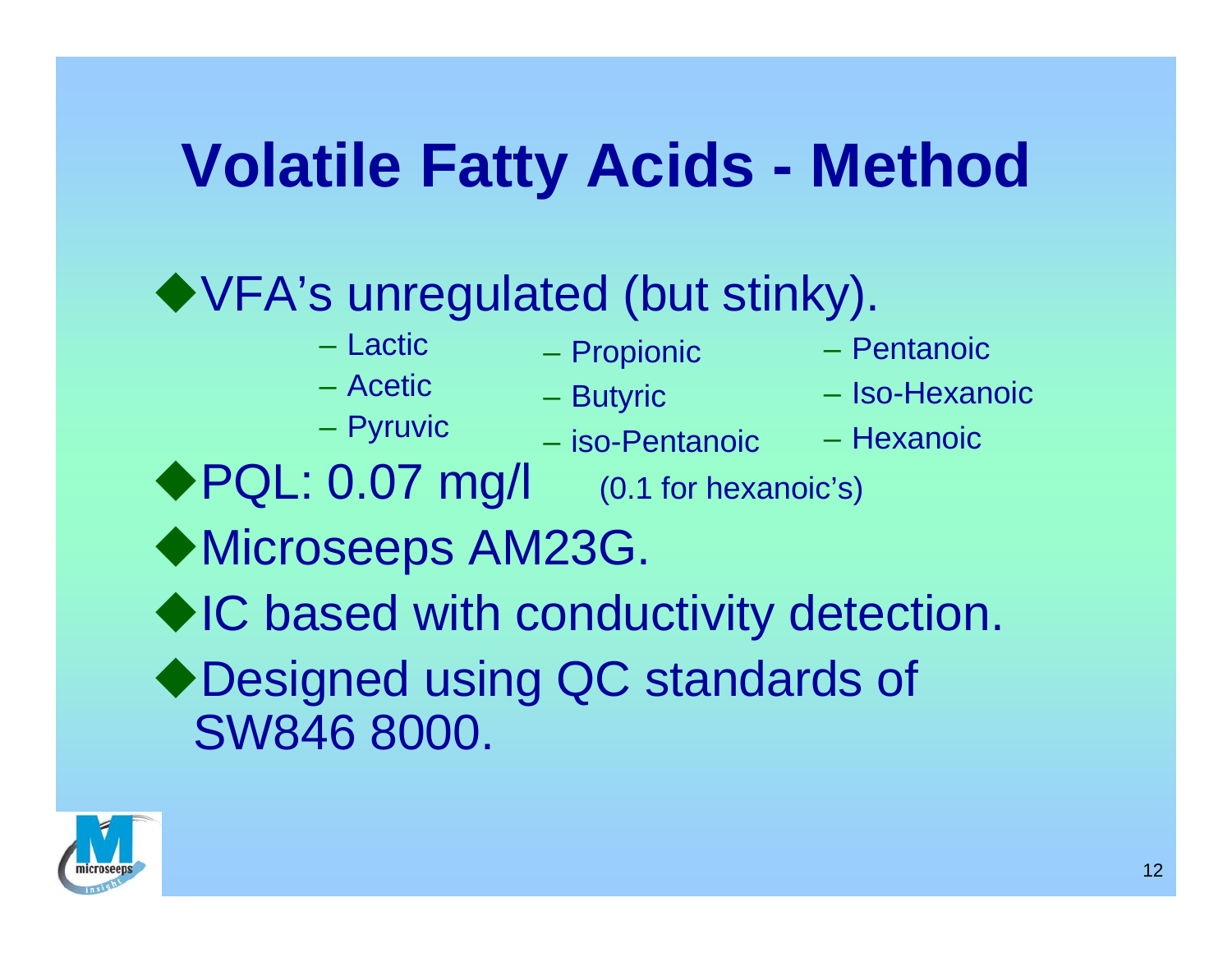# Volatile Fatty Acids - Method

- VFA's unregulated (but stinky).
  - Lactic
  - Acetic
  - Pyruvic
  - Propionic
  - Butyric
  - iso-Pentanoic
  - Pentanoic
  - Iso-Hexanoic
  - Hexanoic
- PQL: 0.07 mg/l (0.1 for hexanoic's)
- Microseeps AM23G.
- IC based with conductivity detection.
- Designed using QC standards of SW846 8000.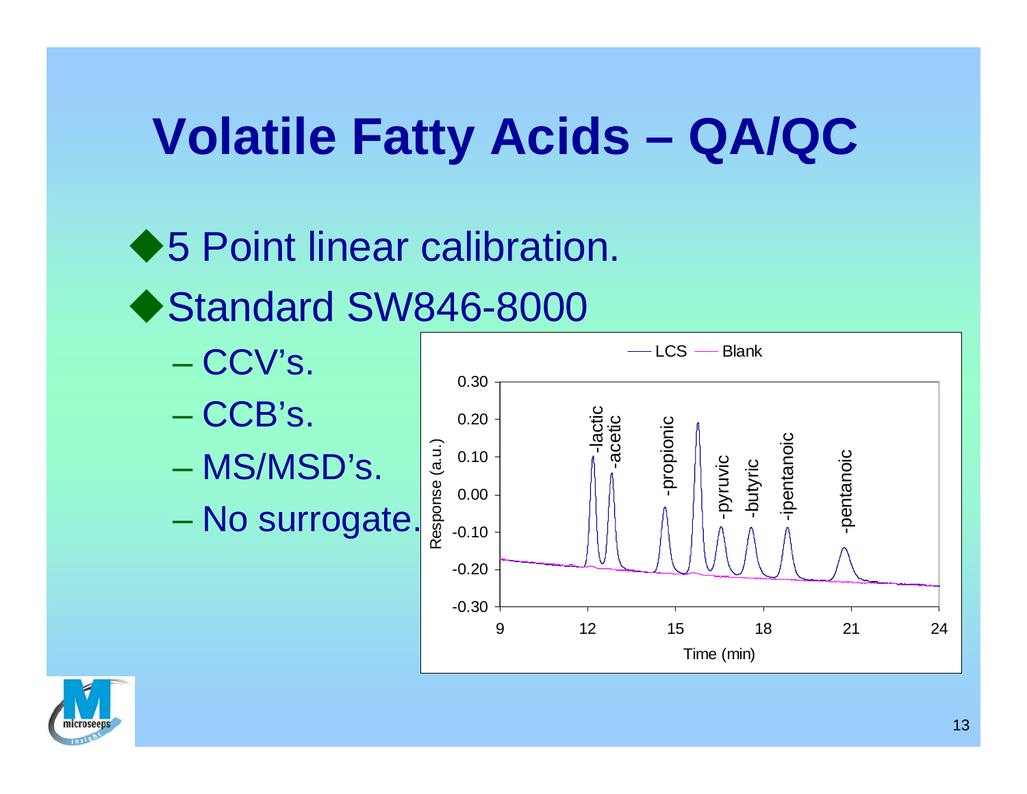# Volatile Fatty Acids – QA/QC

- 5 Point linear calibration.
- Standard SW846-8000
  - CCV's.
  - CCB's.
  - MS/MSD's.
  - No surrogate.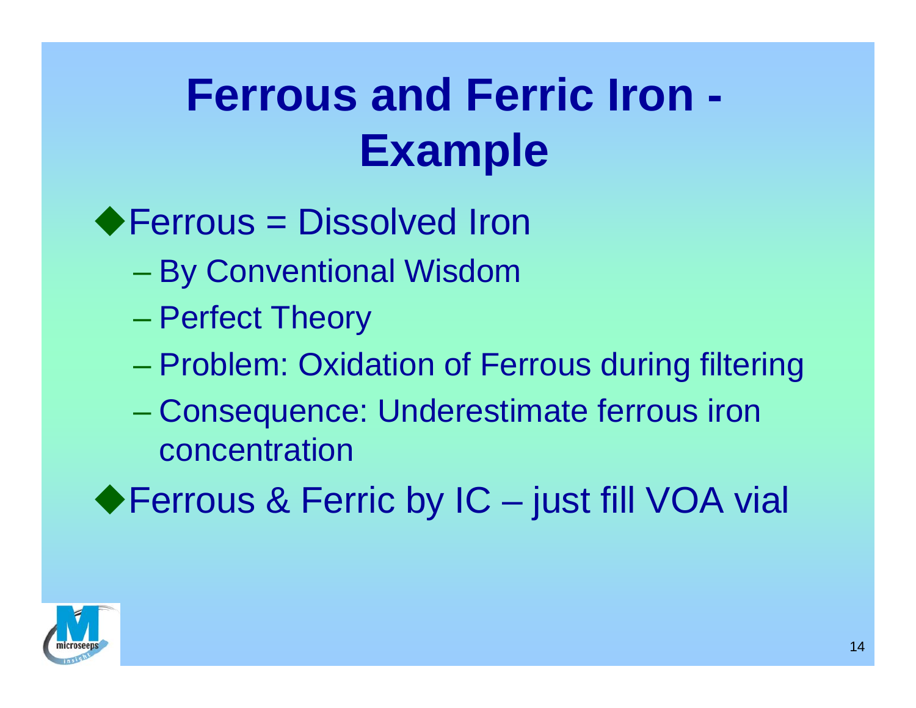# Ferrous and Ferric Iron - Example

- Ferrous = Dissolved Iron
  - By Conventional Wisdom
  - Perfect Theory
  - Problem: Oxidation of Ferrous during filtering
  - Consequence: Underestimate ferrous iron concentration
- Ferrous & Ferric by IC – just fill VOA vial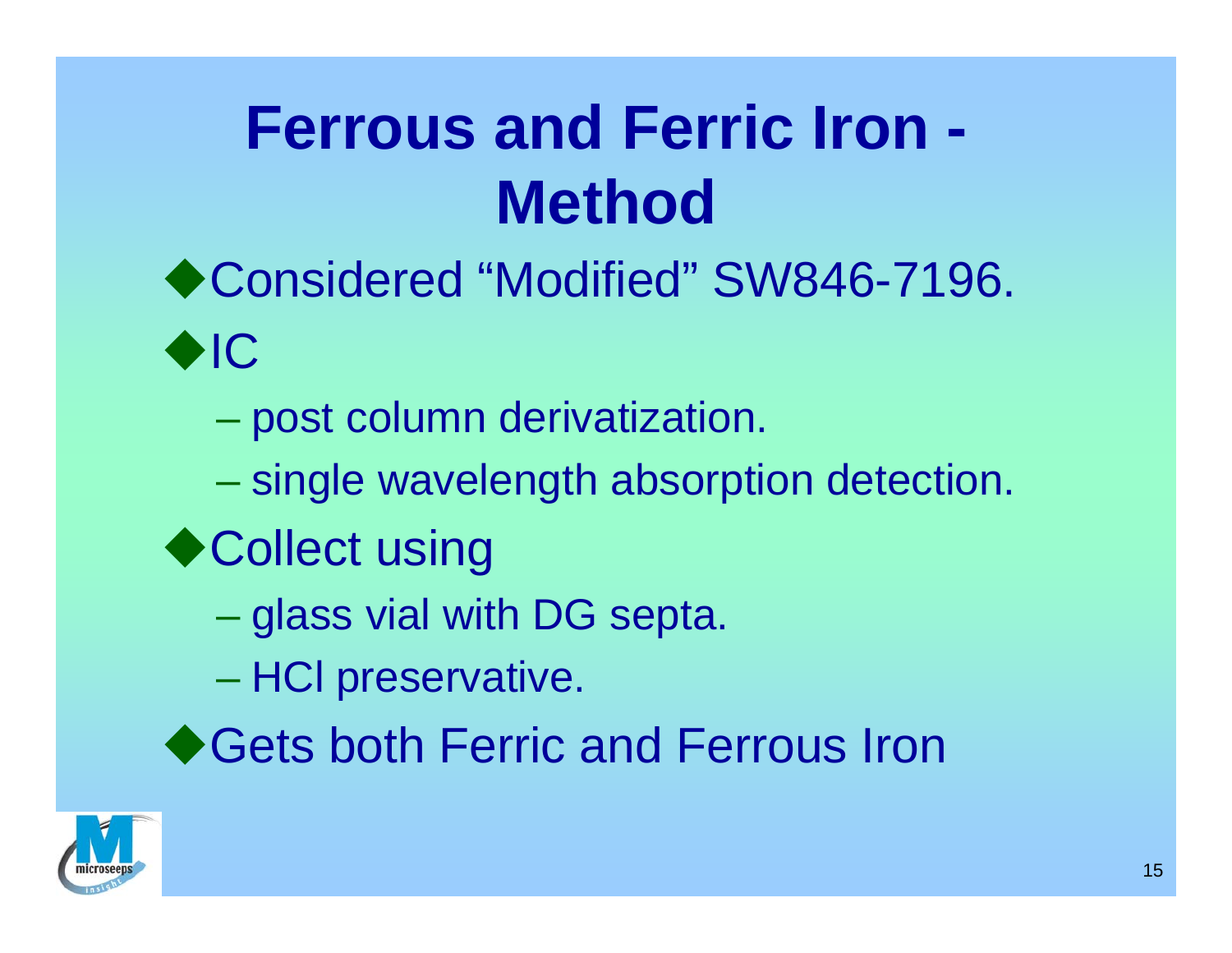# Ferrous and Ferric Iron - Method

- Considered “Modified” SW846-7196.
- IC
  - post column derivatization.
  - single wavelength absorption detection.
- Collect using
  - glass vial with DG septa.
  - HCl preservative.
- Gets both Ferric and Ferrous Iron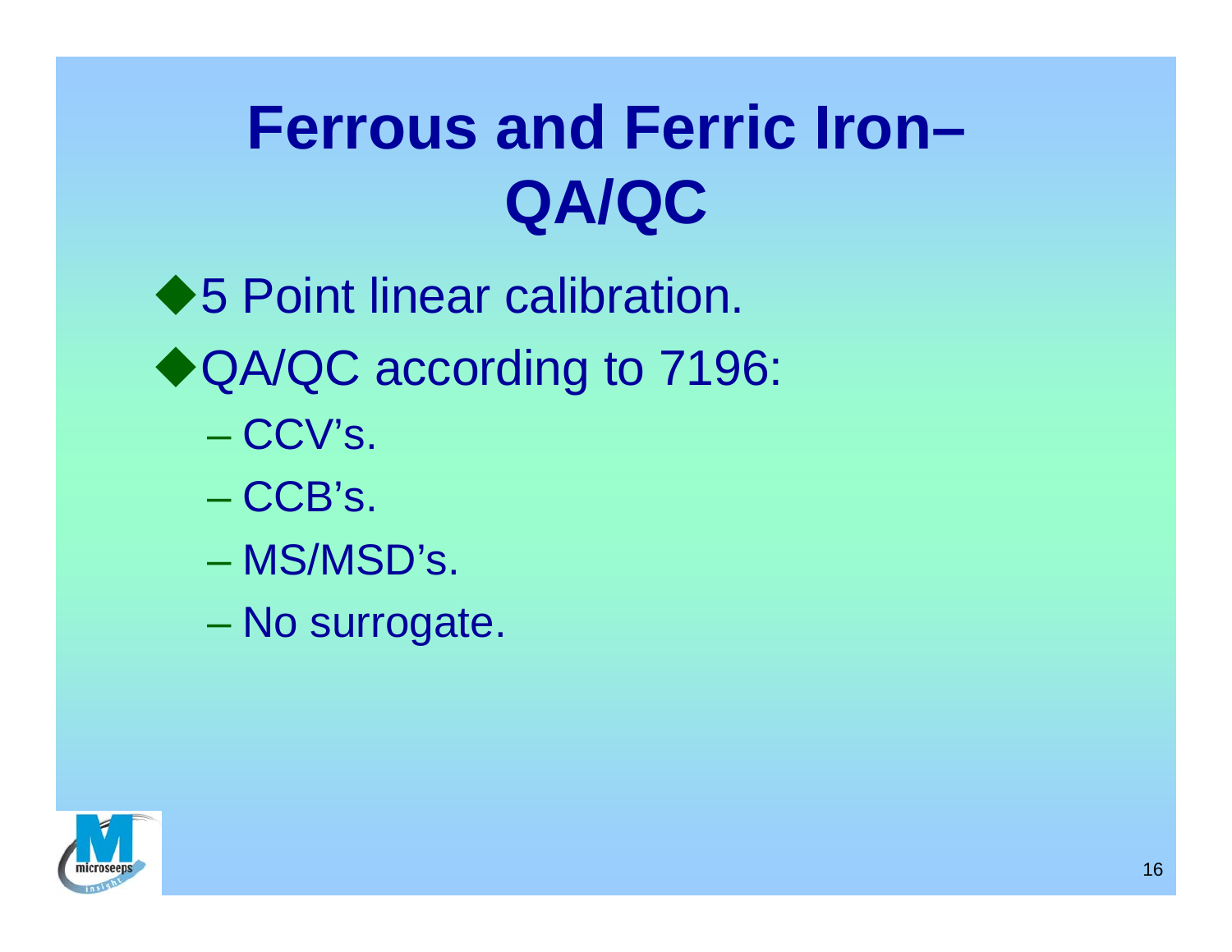# Ferrous and Ferric Iron–QA/QC

- 5 Point linear calibration.
- QA/QC according to 7196:
  - CCV's.
  - CCB's.
  - MS/MSD's.
  - No surrogate.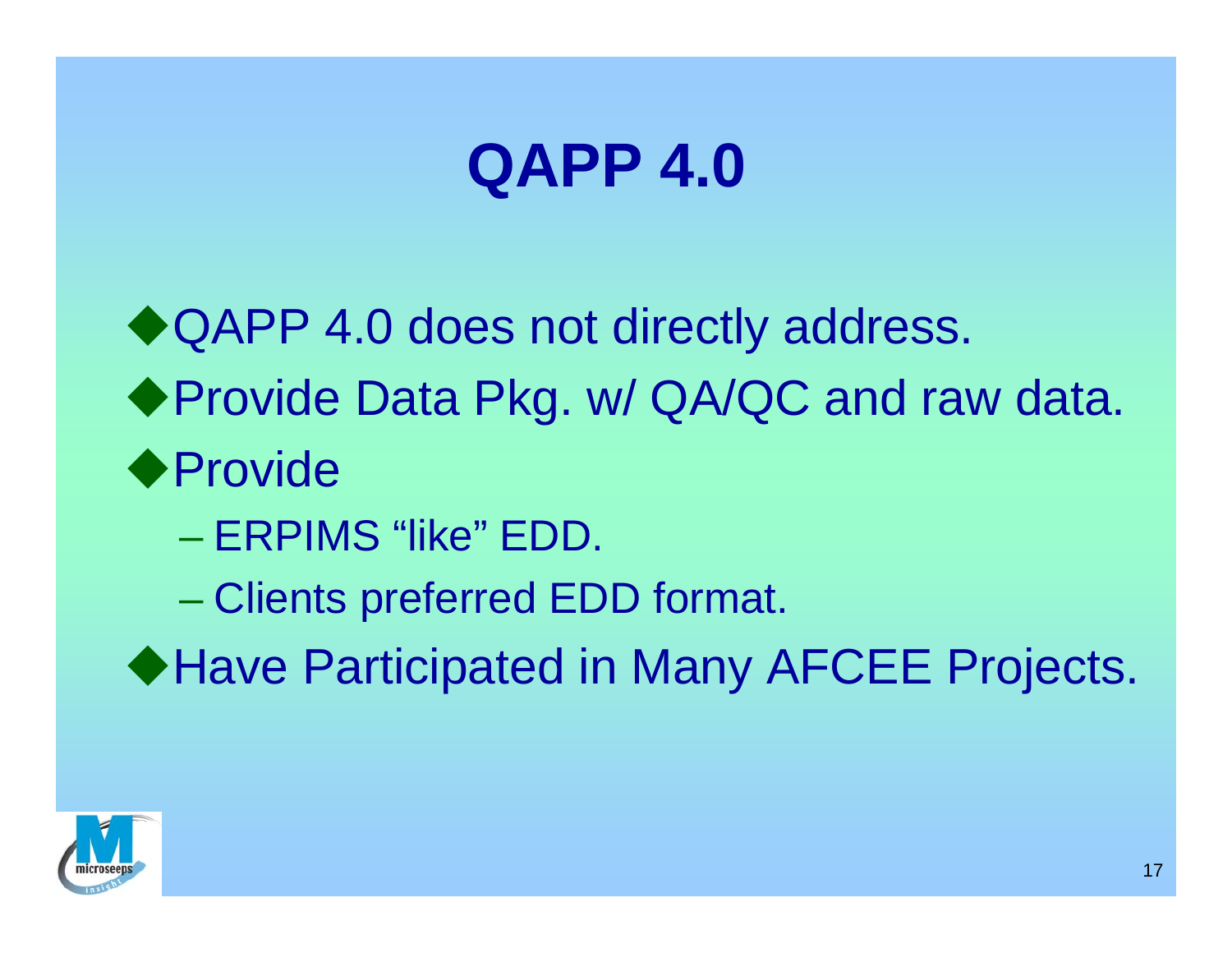# QAPP 4.0

- QAPP 4.0 does not directly address.
- Provide Data Pkg. w/ QA/QC and raw data.
- Provide
  - ERPIMS "like" EDD.
  - Clients preferred EDD format.
- Have Participated in Many AFCEE Projects.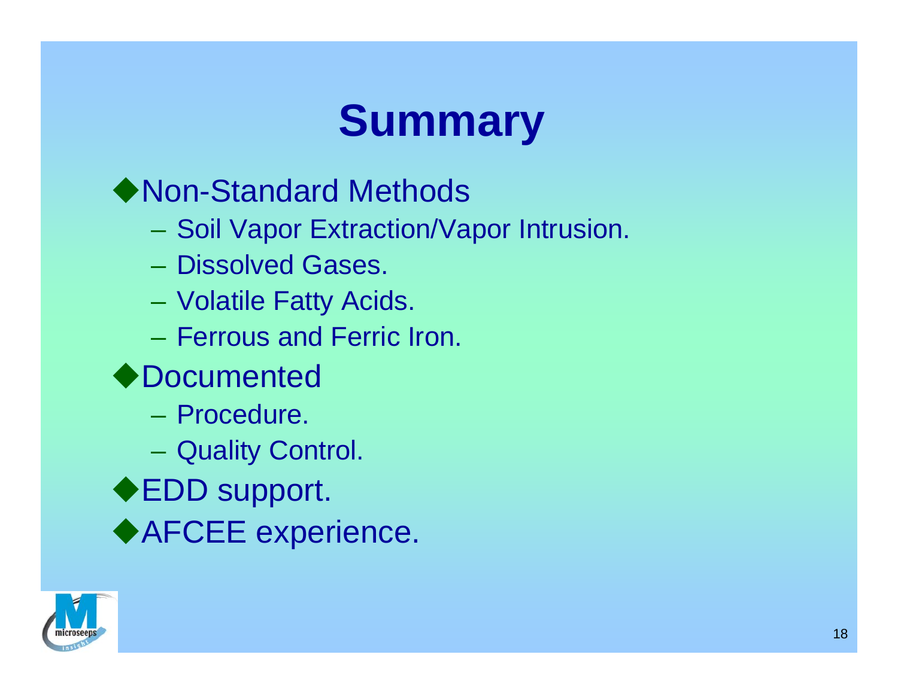# Summary

- Non-Standard Methods
  - Soil Vapor Extraction/Vapor Intrusion.
  - Dissolved Gases.
  - Volatile Fatty Acids.
  - Ferrous and Ferric Iron.
- Documented
  - Procedure.
  - Quality Control.
- EDD support.
- AFCEE experience.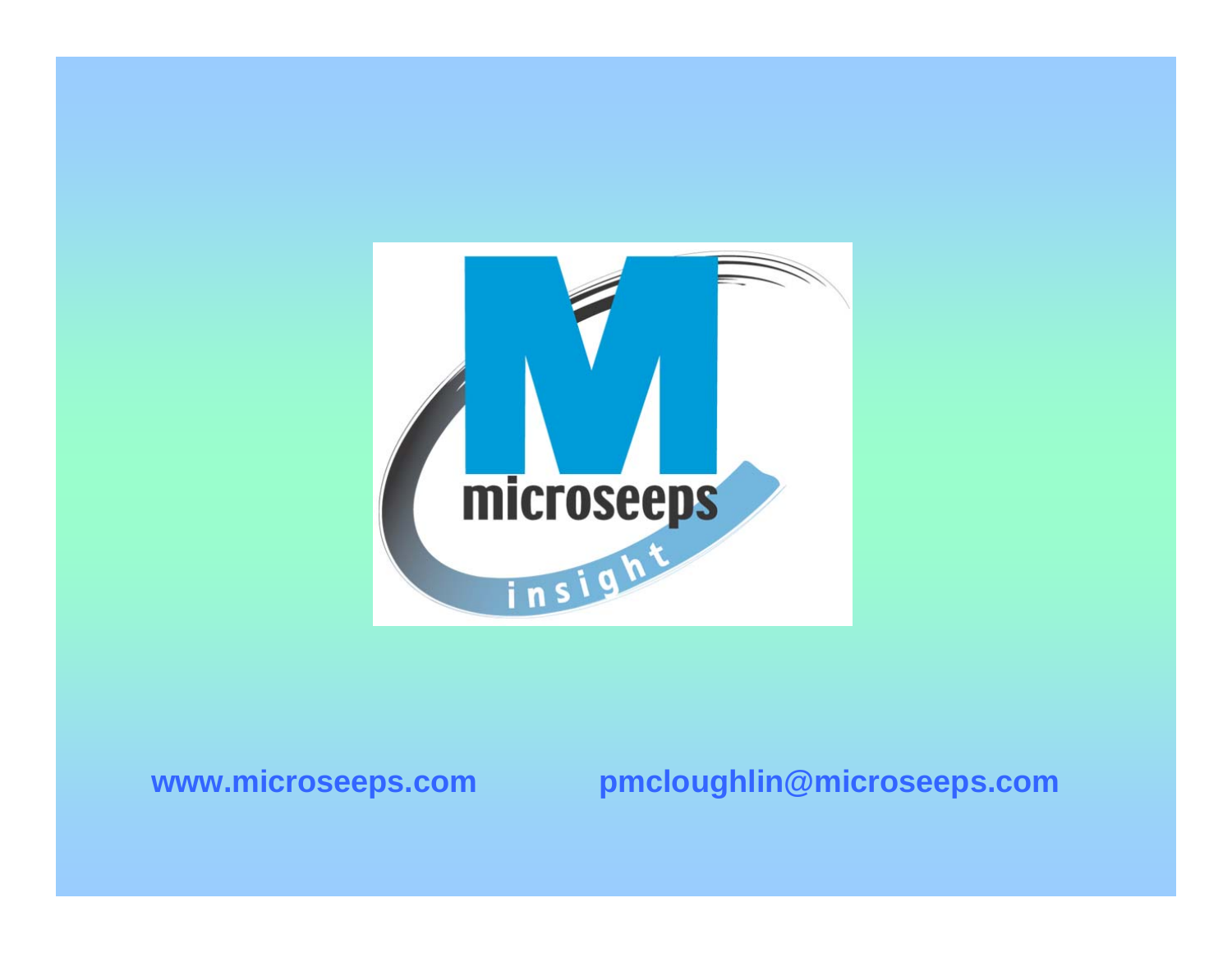microseeps

insight

www.microseeps.com pmcloughlin@microseeps.com